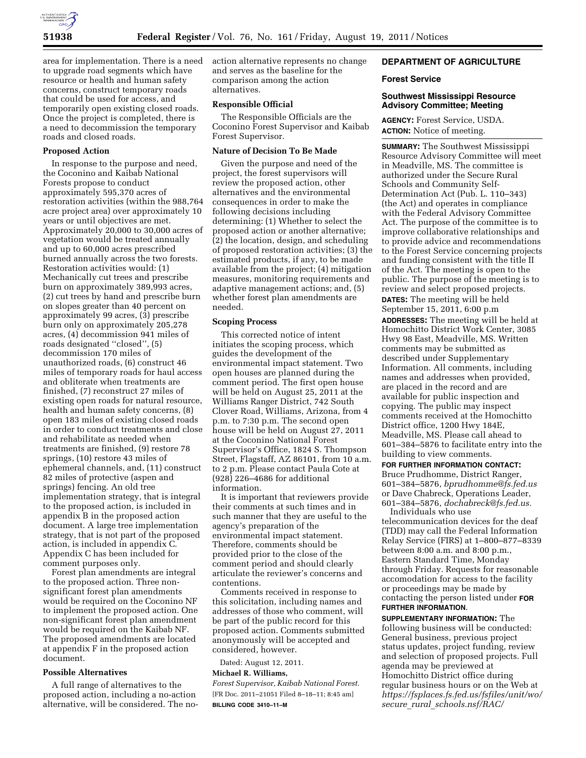area for implementation. There is a need to upgrade road segments which have resource or health and human safety concerns, construct temporary roads that could be used for access, and temporarily open existing closed roads. Once the project is completed, there is a need to decommission the temporary roads and closed roads.

**Proposed Action**

In response to the purpose and need, the Coconino and Kaibab National Forests propose to conduct approximately 595,370 acres of restoration activities (within the 988,764 acre project area) over approximately 10 years or until objectives are met. Approximately 20,000 to 30,000 acres of vegetation would be treated annually and up to 60,000 acres prescribed burned annually across the two forests. Restoration activities would: (1) Mechanically cut trees and prescribe burn on approximately 389,993 acres, (2) cut trees by hand and prescribe burn on slopes greater than 40 percent on approximately 99 acres, (3) prescribe burn only on approximately 205,278 acres, (4) decommission 941 miles of roads designated "closed", (5) decommission 170 miles of unauthorized roads, (6) construct 46 miles of temporary roads for haul access and obliterate when treatments are finished, (7) reconstruct 27 miles of existing open roads for natural resource, health and human safety concerns, (8) open 183 miles of existing closed roads in order to conduct treatments and close and rehabilitate as needed when treatments are finished, (9) restore 78 springs, (10) restore 43 miles of ephemeral channels, and, (11) construct 82 miles of protective (aspen and springs) fencing. An old tree implementation strategy, that is integral to the proposed action, is included in appendix B in the proposed action document. A large tree implementation strategy, that is not part of the proposed action, is included in appendix C. Appendix C has been included for comment purposes only.

Forest plan amendments are integral to the proposed action. Three non-significant forest plan amendments would be required on the Coconino NF to implement the proposed action. One non-significant forest plan amendment would be required on the Kaibab NF. The proposed amendments are located at appendix F in the proposed action document.

**Possible Alternatives**

A full range of alternatives to the proposed action, including a no-action alternative, will be considered. The no-action alternative represents no change and serves as the baseline for the comparison among the action alternatives.

**Responsible Official**

The Responsible Officials are the Coconino Forest Supervisor and Kaibab Forest Supervisor.

**Nature of Decision To Be Made**

Given the purpose and need of the project, the forest supervisors will review the proposed action, other alternatives and the environmental consequences in order to make the following decisions including determining: (1) Whether to select the proposed action or another alternative; (2) the location, design, and scheduling of proposed restoration activities; (3) the estimated products, if any, to be made available from the project; (4) mitigation measures, monitoring requirements and adaptive management actions; and, (5) whether forest plan amendments are needed.

**Scoping Process**

This corrected notice of intent initiates the scoping process, which guides the development of the environmental impact statement. Two open houses are planned during the comment period. The first open house will be held on August 25, 2011 at the Williams Ranger District, 742 South Clover Road, Williams, Arizona, from 4 p.m. to 7:30 p.m. The second open house will be held on August 27, 2011 at the Coconino National Forest Supervisor's Office, 1824 S. Thompson Street, Flagstaff, AZ 86101, from 10 a.m. to 2 p.m. Please contact Paula Cote at (928) 226–4686 for additional information.

It is important that reviewers provide their comments at such times and in such manner that they are useful to the agency's preparation of the environmental impact statement. Therefore, comments should be provided prior to the close of the comment period and should clearly articulate the reviewer's concerns and contentions.

Comments received in response to this solicitation, including names and addresses of those who comment, will be part of the public record for this proposed action. Comments submitted anonymously will be accepted and considered, however.

Dated: August 12, 2011.

**Michael R. Williams,**

*Forest Supervisor, Kaibab National Forest.*

[FR Doc. 2011–21051 Filed 8–18–11; 8:45 am]

**BILLING CODE 3410–11–M**

## DEPARTMENT OF AGRICULTURE

### Forest Service

### Southwest Mississippi Resource Advisory Committee; Meeting

**AGENCY:** Forest Service, USDA.

**ACTION:** Notice of meeting.

**SUMMARY:** The Southwest Mississippi Resource Advisory Committee will meet in Meadville, MS. The committee is authorized under the Secure Rural Schools and Community Self-Determination Act (Pub. L. 110–343) (the Act) and operates in compliance with the Federal Advisory Committee Act. The purpose of the committee is to improve collaborative relationships and to provide advice and recommendations to the Forest Service concerning projects and funding consistent with the title II of the Act. The meeting is open to the public. The purpose of the meeting is to review and select proposed projects.

**DATES:** The meeting will be held September 15, 2011, 6:00 p.m

**ADDRESSES:** The meeting will be held at Homochitto District Work Center, 3085 Hwy 98 East, Meadville, MS. Written comments may be submitted as described under Supplementary Information. All comments, including names and addresses when provided, are placed in the record and are available for public inspection and copying. The public may inspect comments received at the Homochitto District office, 1200 Hwy 184E, Meadville, MS. Please call ahead to 601–384–5876 to facilitate entry into the building to view comments.

**FOR FURTHER INFORMATION CONTACT:** Bruce Prudhomme, District Ranger, 601–384–5876, *bprudhomme@fs.fed.us* or Dave Chabreck, Operations Leader, 601–384–5876, *dochabreck@fs.fed.us.*

Individuals who use telecommunication devices for the deaf (TDD) may call the Federal Information Relay Service (FIRS) at 1–800–877–8339 between 8:00 a.m. and 8:00 p.m., Eastern Standard Time, Monday through Friday. Requests for reasonable accomodation for access to the facility or proceedings may be made by contacting the person listed under **FOR FURTHER INFORMATION**.

**SUPPLEMENTARY INFORMATION:** The following business will be conducted: General business, previous project status updates, project funding, review and selection of proposed projects. Full agenda may be previewed at Homochitto District office during regular business hours or on the Web at *https://fsplaces.fs.fed.us/fsfiles/unit/wo/secure_rural_schools.nsf/RAC/*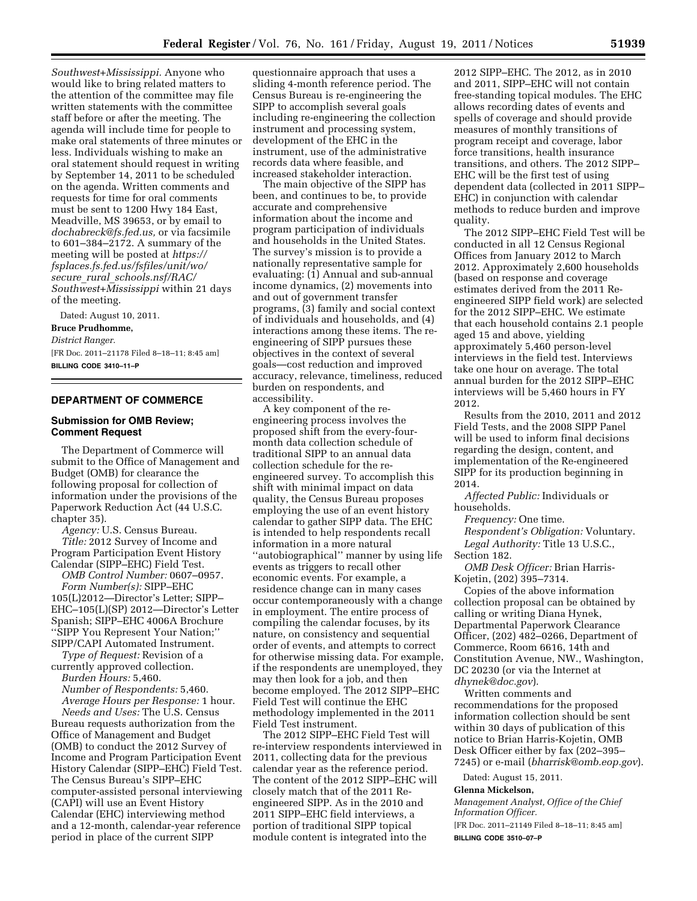*Southwest+Mississippi.* Anyone who would like to bring related matters to the attention of the committee may file written statements with the committee staff before or after the meeting. The agenda will include time for people to make oral statements of three minutes or less. Individuals wishing to make an oral statement should request in writing by September 14, 2011 to be scheduled on the agenda. Written comments and requests for time for oral comments must be sent to 1200 Hwy 184 East, Meadville, MS 39653, or by email to *dochabreck@fs.fed.us,* or via facsimile to 601–384–2172. A summary of the meeting will be posted at *https://fsplaces.fs.fed.us/fsfiles/unit/wo/secure_rural_schools.nsf/RAC/Southwest+Mississippi* within 21 days of the meeting.

Dated: August 10, 2011.

**Bruce Prudhomme,**

*District Ranger.*

[FR Doc. 2011–21178 Filed 8–18–11; 8:45 am]

**BILLING CODE 3410–11–P**

## DEPARTMENT OF COMMERCE

### Submission for OMB Review; Comment Request

The Department of Commerce will submit to the Office of Management and Budget (OMB) for clearance the following proposal for collection of information under the provisions of the Paperwork Reduction Act (44 U.S.C. chapter 35).

*Agency:* U.S. Census Bureau.

*Title:* 2012 Survey of Income and Program Participation Event History Calendar (SIPP–EHC) Field Test.

*OMB Control Number:* 0607–0957.

*Form Number(s):* SIPP–EHC 105(L)2012—Director's Letter; SIPP–EHC–105(L)(SP) 2012—Director's Letter Spanish; SIPP–EHC 4006A Brochure ''SIPP You Represent Your Nation;'' SIPP/CAPI Automated Instrument.

*Type of Request:* Revision of a currently approved collection.

*Burden Hours:* 5,460.

*Number of Respondents:* 5,460.

*Average Hours per Response:* 1 hour.

*Needs and Uses:* The U.S. Census Bureau requests authorization from the Office of Management and Budget (OMB) to conduct the 2012 Survey of Income and Program Participation Event History Calendar (SIPP–EHC) Field Test. The Census Bureau's SIPP–EHC computer-assisted personal interviewing (CAPI) will use an Event History Calendar (EHC) interviewing method and a 12-month, calendar-year reference period in place of the current SIPP questionnaire approach that uses a sliding 4-month reference period. The Census Bureau is re-engineering the SIPP to accomplish several goals including re-engineering the collection instrument and processing system, development of the EHC in the instrument, use of the administrative records data where feasible, and increased stakeholder interaction.

The main objective of the SIPP has been, and continues to be, to provide accurate and comprehensive information about the income and program participation of individuals and households in the United States. The survey's mission is to provide a nationally representative sample for evaluating: (1) Annual and sub-annual income dynamics, (2) movements into and out of government transfer programs, (3) family and social context of individuals and households, and (4) interactions among these items. The re-engineering of SIPP pursues these objectives in the context of several goals—cost reduction and improved accuracy, relevance, timeliness, reduced burden on respondents, and accessibility.

A key component of the re-engineering process involves the proposed shift from the every-four-month data collection schedule of traditional SIPP to an annual data collection schedule for the re-engineered survey. To accomplish this shift with minimal impact on data quality, the Census Bureau proposes employing the use of an event history calendar to gather SIPP data. The EHC is intended to help respondents recall information in a more natural ''autobiographical'' manner by using life events as triggers to recall other economic events. For example, a residence change can in many cases occur contemporaneously with a change in employment. The entire process of compiling the calendar focuses, by its nature, on consistency and sequential order of events, and attempts to correct for otherwise missing data. For example, if the respondents are unemployed, they may then look for a job, and then become employed. The 2012 SIPP–EHC Field Test will continue the EHC methodology implemented in the 2011 Field Test instrument.

The 2012 SIPP–EHC Field Test will re-interview respondents interviewed in 2011, collecting data for the previous calendar year as the reference period. The content of the 2012 SIPP–EHC will closely match that of the 2011 Re-engineered SIPP. As in the 2010 and 2011 SIPP–EHC field interviews, a portion of traditional SIPP topical module content is integrated into the 2012 SIPP–EHC. The 2012, as in 2010 and 2011, SIPP–EHC will not contain free-standing topical modules. The EHC allows recording dates of events and spells of coverage and should provide measures of monthly transitions of program receipt and coverage, labor force transitions, health insurance transitions, and others. The 2012 SIPP–EHC will be the first test of using dependent data (collected in 2011 SIPP–EHC) in conjunction with calendar methods to reduce burden and improve quality.

The 2012 SIPP–EHC Field Test will be conducted in all 12 Census Regional Offices from January 2012 to March 2012. Approximately 2,600 households (based on response and coverage estimates derived from the 2011 Re-engineered SIPP field work) are selected for the 2012 SIPP–EHC. We estimate that each household contains 2.1 people aged 15 and above, yielding approximately 5,460 person-level interviews in the field test. Interviews take one hour on average. The total annual burden for the 2012 SIPP–EHC interviews will be 5,460 hours in FY 2012.

Results from the 2010, 2011 and 2012 Field Tests, and the 2008 SIPP Panel will be used to inform final decisions regarding the design, content, and implementation of the Re-engineered SIPP for its production beginning in 2014.

*Affected Public:* Individuals or households.

*Frequency:* One time.

*Respondent's Obligation:* Voluntary.

*Legal Authority:* Title 13 U.S.C., Section 182.

*OMB Desk Officer:* Brian Harris-Kojetin, (202) 395–7314.

Copies of the above information collection proposal can be obtained by calling or writing Diana Hynek, Departmental Paperwork Clearance Officer, (202) 482–0266, Department of Commerce, Room 6616, 14th and Constitution Avenue, NW., Washington, DC 20230 (or via the Internet at *dhynek@doc.gov*).

Written comments and recommendations for the proposed information collection should be sent within 30 days of publication of this notice to Brian Harris-Kojetin, OMB Desk Officer either by fax (202–395–7245) or e-mail (*bharrisk@omb.eop.gov*).

Dated: August 15, 2011.

**Glenna Mickelson,**

*Management Analyst, Office of the Chief Information Officer.*

[FR Doc. 2011–21149 Filed 8–18–11; 8:45 am]

**BILLING CODE 3510–07–P**